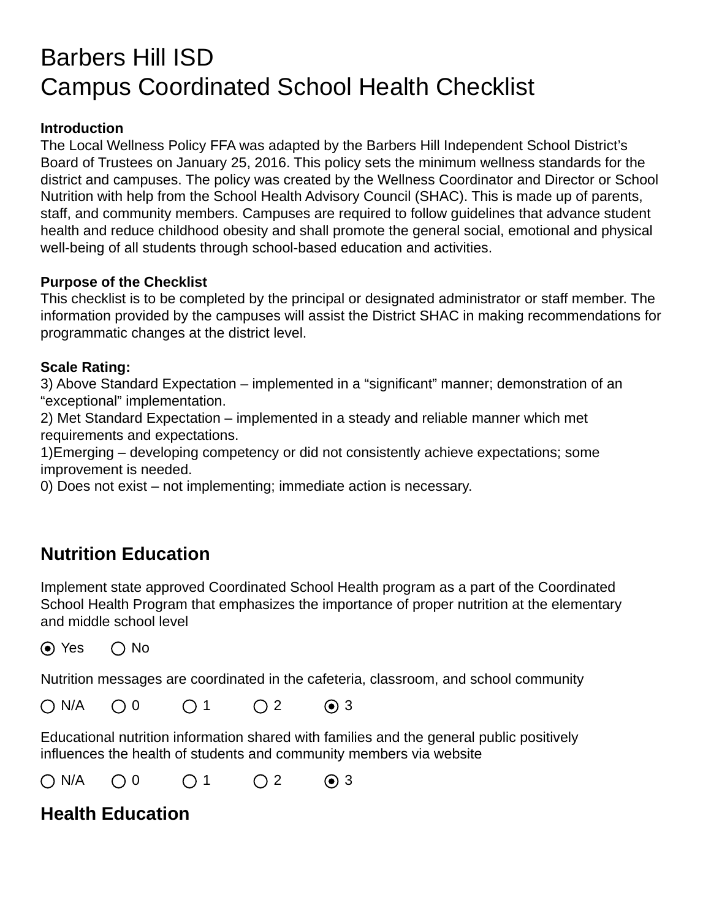# Barbers Hill ISD
# Campus Coordinated School Health Checklist

**Introduction**

The Local Wellness Policy FFA was adapted by the Barbers Hill Independent School District's Board of Trustees on January 25, 2016. This policy sets the minimum wellness standards for the district and campuses. The policy was created by the Wellness Coordinator and Director or School Nutrition with help from the School Health Advisory Council (SHAC). This is made up of parents, staff, and community members. Campuses are required to follow guidelines that advance student health and reduce childhood obesity and shall promote the general social, emotional and physical well-being of all students through school-based education and activities.

**Purpose of the Checklist**

This checklist is to be completed by the principal or designated administrator or staff member. The information provided by the campuses will assist the District SHAC in making recommendations for programmatic changes at the district level.

**Scale Rating:**

3) Above Standard Expectation – implemented in a "significant" manner; demonstration of an "exceptional" implementation.
2) Met Standard Expectation – implemented in a steady and reliable manner which met requirements and expectations.
1)Emerging – developing competency or did not consistently achieve expectations; some improvement is needed.
0) Does not exist – not implementing; immediate action is necessary.

## Nutrition Education

Implement state approved Coordinated School Health program as a part of the Coordinated School Health Program that emphasizes the importance of proper nutrition at the elementary and middle school level

◉ Yes ○ No

Nutrition messages are coordinated in the cafeteria, classroom, and school community

○ N/A ○ 0 ○ 1 ○ 2 ◉ 3

Educational nutrition information shared with families and the general public positively influences the health of students and community members via website

○ N/A ○ 0 ○ 1 ○ 2 ◉ 3

## Health Education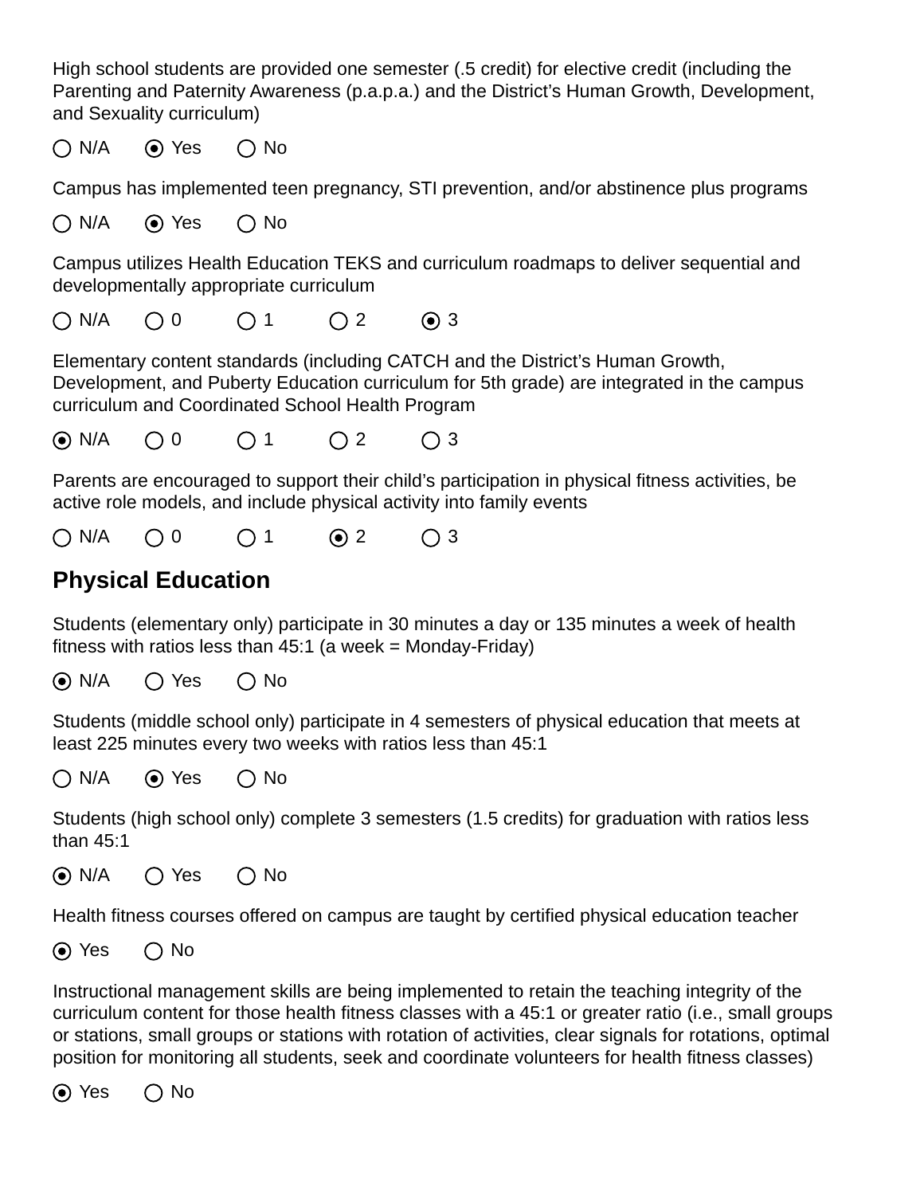High school students are provided one semester (.5 credit) for elective credit (including the Parenting and Paternity Awareness (p.a.p.a.) and the District's Human Growth, Development, and Sexuality curriculum)

○ N/A ⦿ Yes ○ No

Campus has implemented teen pregnancy, STI prevention, and/or abstinence plus programs

○ N/A ⦿ Yes ○ No

Campus utilizes Health Education TEKS and curriculum roadmaps to deliver sequential and developmentally appropriate curriculum

○ N/A ○ 0 ○ 1 ○ 2 ⦿ 3

Elementary content standards (including CATCH and the District's Human Growth, Development, and Puberty Education curriculum for 5th grade) are integrated in the campus curriculum and Coordinated School Health Program

⦿ N/A ○ 0 ○ 1 ○ 2 ○ 3

Parents are encouraged to support their child's participation in physical fitness activities, be active role models, and include physical activity into family events

○ N/A ○ 0 ○ 1 ⦿ 2 ○ 3

## Physical Education

Students (elementary only) participate in 30 minutes a day or 135 minutes a week of health fitness with ratios less than 45:1 (a week = Monday-Friday)

⦿ N/A ○ Yes ○ No

Students (middle school only) participate in 4 semesters of physical education that meets at least 225 minutes every two weeks with ratios less than 45:1

○ N/A ⦿ Yes ○ No

Students (high school only) complete 3 semesters (1.5 credits) for graduation with ratios less than 45:1

⦿ N/A ○ Yes ○ No

Health fitness courses offered on campus are taught by certified physical education teacher

⦿ Yes ○ No

Instructional management skills are being implemented to retain the teaching integrity of the curriculum content for those health fitness classes with a 45:1 or greater ratio (i.e., small groups or stations, small groups or stations with rotation of activities, clear signals for rotations, optimal position for monitoring all students, seek and coordinate volunteers for health fitness classes)

⦿ Yes ○ No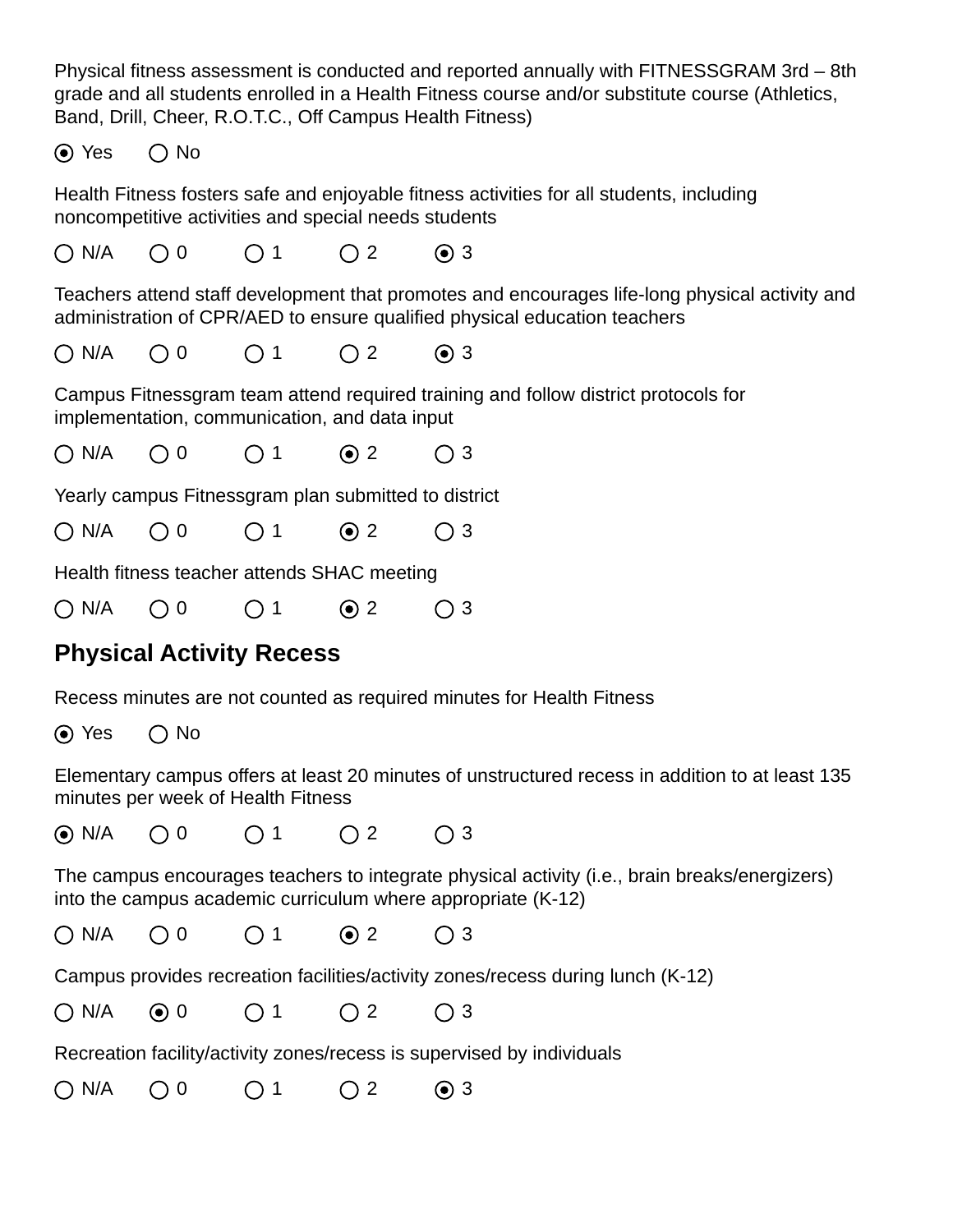Physical fitness assessment is conducted and reported annually with FITNESSGRAM 3rd – 8th grade and all students enrolled in a Health Fitness course and/or substitute course (Athletics, Band, Drill, Cheer, R.O.T.C., Off Campus Health Fitness)

- (●) Yes
- ( ) No

Health Fitness fosters safe and enjoyable fitness activities for all students, including noncompetitive activities and special needs students

- ( ) N/A
- ( ) 0
- ( ) 1
- ( ) 2
- (●) 3

Teachers attend staff development that promotes and encourages life-long physical activity and administration of CPR/AED to ensure qualified physical education teachers

- ( ) N/A
- ( ) 0
- ( ) 1
- ( ) 2
- (●) 3

Campus Fitnessgram team attend required training and follow district protocols for implementation, communication, and data input

- ( ) N/A
- ( ) 0
- ( ) 1
- (●) 2
- ( ) 3

Yearly campus Fitnessgram plan submitted to district

- ( ) N/A
- ( ) 0
- ( ) 1
- (●) 2
- ( ) 3

Health fitness teacher attends SHAC meeting

- ( ) N/A
- ( ) 0
- ( ) 1
- (●) 2
- ( ) 3

## Physical Activity Recess

Recess minutes are not counted as required minutes for Health Fitness

- (●) Yes
- ( ) No

Elementary campus offers at least 20 minutes of unstructured recess in addition to at least 135 minutes per week of Health Fitness

- (●) N/A
- ( ) 0
- ( ) 1
- ( ) 2
- ( ) 3

The campus encourages teachers to integrate physical activity (i.e., brain breaks/energizers) into the campus academic curriculum where appropriate (K-12)

- ( ) N/A
- ( ) 0
- ( ) 1
- (●) 2
- ( ) 3

Campus provides recreation facilities/activity zones/recess during lunch (K-12)

- ( ) N/A
- (●) 0
- ( ) 1
- ( ) 2
- ( ) 3

Recreation facility/activity zones/recess is supervised by individuals

- ( ) N/A
- ( ) 0
- ( ) 1
- ( ) 2
- (●) 3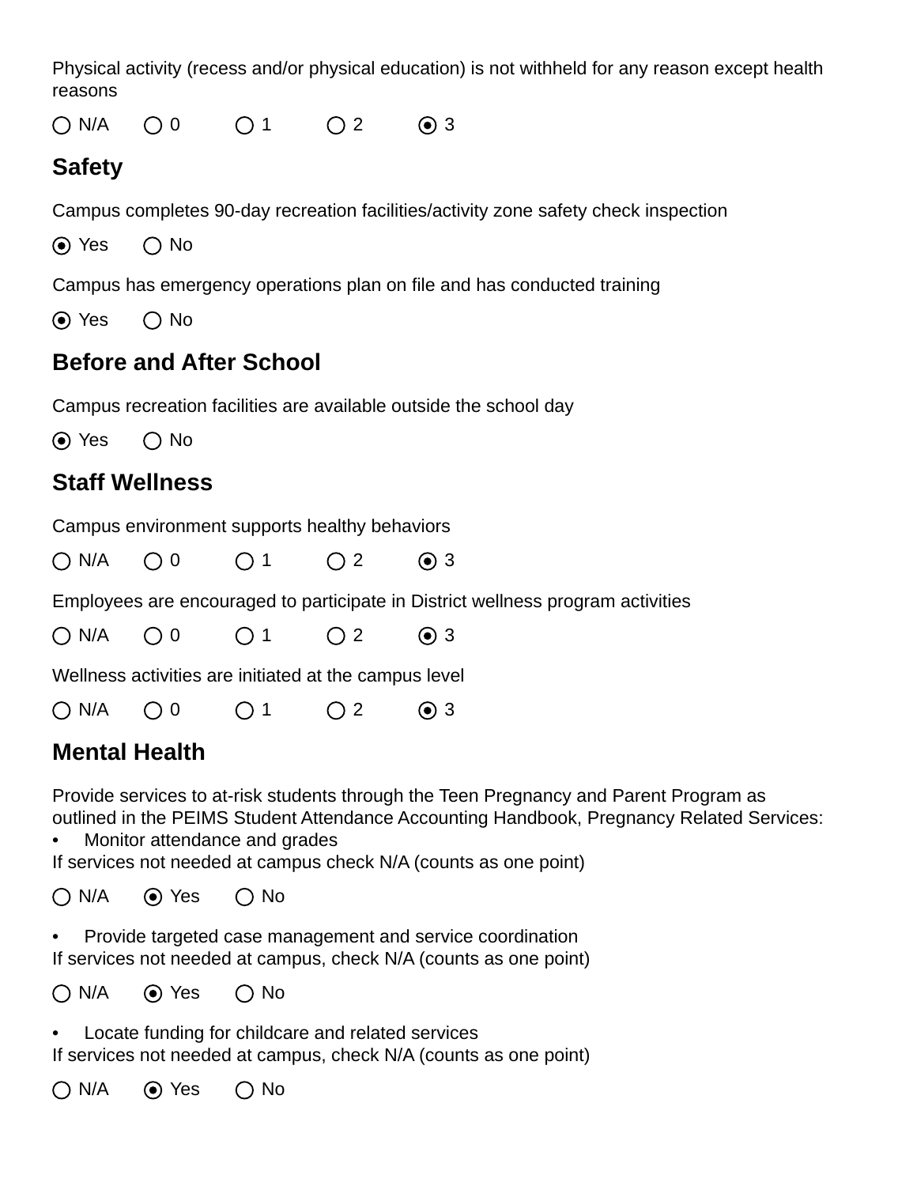Physical activity (recess and/or physical education) is not withheld for any reason except health reasons

○ N/A ○ 0 ○ 1 ○ 2 ◉ 3

## Safety

Campus completes 90-day recreation facilities/activity zone safety check inspection

◉ Yes ○ No

Campus has emergency operations plan on file and has conducted training

◉ Yes ○ No

## Before and After School

Campus recreation facilities are available outside the school day

◉ Yes ○ No

## Staff Wellness

Campus environment supports healthy behaviors

○ N/A ○ 0 ○ 1 ○ 2 ◉ 3

Employees are encouraged to participate in District wellness program activities

○ N/A ○ 0 ○ 1 ○ 2 ◉ 3

Wellness activities are initiated at the campus level

○ N/A ○ 0 ○ 1 ○ 2 ◉ 3

## Mental Health

Provide services to at-risk students through the Teen Pregnancy and Parent Program as outlined in the PEIMS Student Attendance Accounting Handbook, Pregnancy Related Services:

- Monitor attendance and grades

If services not needed at campus check N/A (counts as one point)

○ N/A ◉ Yes ○ No

- Provide targeted case management and service coordination

If services not needed at campus, check N/A (counts as one point)

○ N/A ◉ Yes ○ No

- Locate funding for childcare and related services

If services not needed at campus, check N/A (counts as one point)

○ N/A ◉ Yes ○ No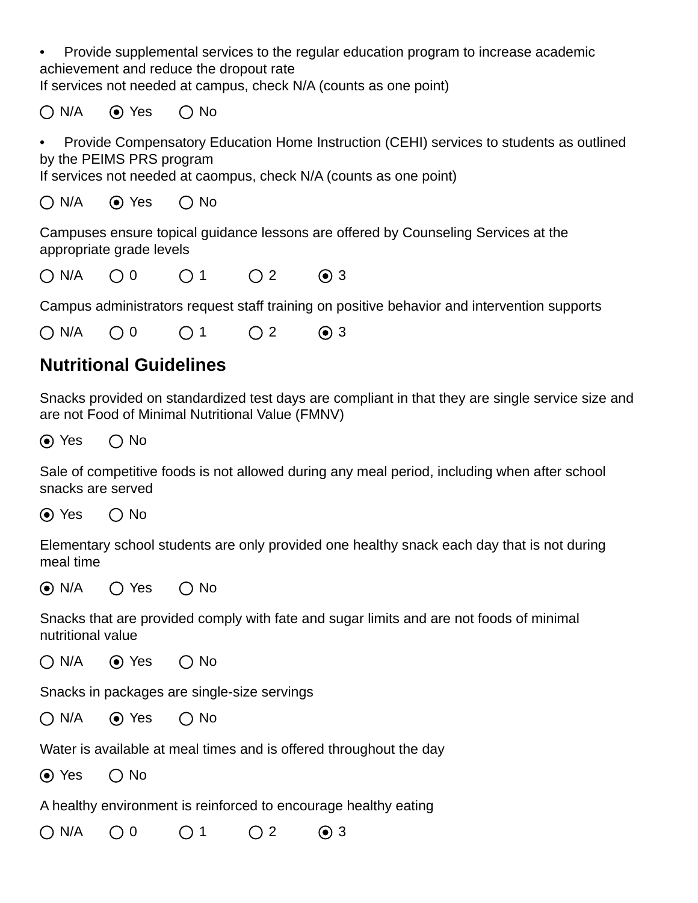- Provide supplemental services to the regular education program to increase academic achievement and reduce the dropout rate

If services not needed at campus, check N/A (counts as one point)

○ N/A ◉ Yes ○ No

- Provide Compensatory Education Home Instruction (CEHI) services to students as outlined by the PEIMS PRS program

If services not needed at caompus, check N/A (counts as one point)

○ N/A ◉ Yes ○ No

Campuses ensure topical guidance lessons are offered by Counseling Services at the appropriate grade levels

○ N/A ○ 0 ○ 1 ○ 2 ◉ 3

Campus administrators request staff training on positive behavior and intervention supports

○ N/A ○ 0 ○ 1 ○ 2 ◉ 3

## Nutritional Guidelines

Snacks provided on standardized test days are compliant in that they are single service size and are not Food of Minimal Nutritional Value (FMNV)

◉ Yes ○ No

Sale of competitive foods is not allowed during any meal period, including when after school snacks are served

◉ Yes ○ No

Elementary school students are only provided one healthy snack each day that is not during meal time

◉ N/A ○ Yes ○ No

Snacks that are provided comply with fate and sugar limits and are not foods of minimal nutritional value

○ N/A ◉ Yes ○ No

Snacks in packages are single-size servings

○ N/A ◉ Yes ○ No

Water is available at meal times and is offered throughout the day

◉ Yes ○ No

A healthy environment is reinforced to encourage healthy eating

○ N/A ○ 0 ○ 1 ○ 2 ◉ 3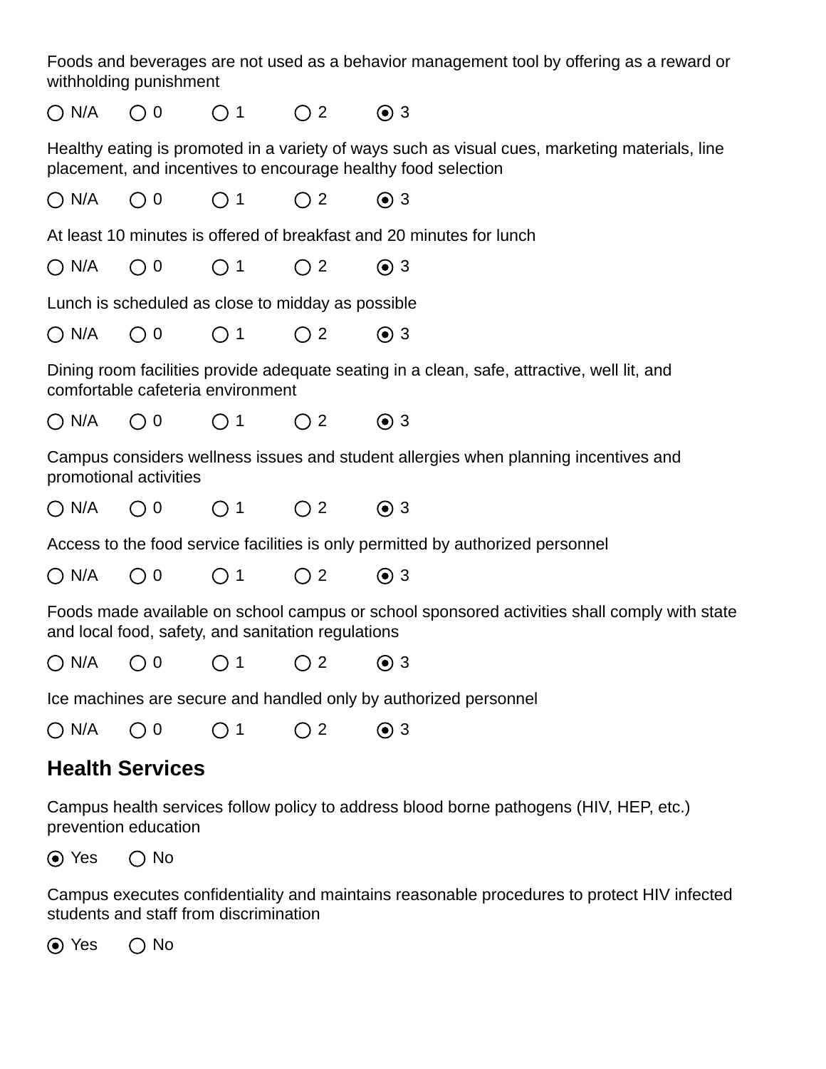Foods and beverages are not used as a behavior management tool by offering as a reward or withholding punishment

○ N/A ○ 0 ○ 1 ○ 2 ◉ 3

Healthy eating is promoted in a variety of ways such as visual cues, marketing materials, line placement, and incentives to encourage healthy food selection

○ N/A ○ 0 ○ 1 ○ 2 ◉ 3

At least 10 minutes is offered of breakfast and 20 minutes for lunch

○ N/A ○ 0 ○ 1 ○ 2 ◉ 3

Lunch is scheduled as close to midday as possible

○ N/A ○ 0 ○ 1 ○ 2 ◉ 3

Dining room facilities provide adequate seating in a clean, safe, attractive, well lit, and comfortable cafeteria environment

○ N/A ○ 0 ○ 1 ○ 2 ◉ 3

Campus considers wellness issues and student allergies when planning incentives and promotional activities

○ N/A ○ 0 ○ 1 ○ 2 ◉ 3

Access to the food service facilities is only permitted by authorized personnel

○ N/A ○ 0 ○ 1 ○ 2 ◉ 3

Foods made available on school campus or school sponsored activities shall comply with state and local food, safety, and sanitation regulations

○ N/A ○ 0 ○ 1 ○ 2 ◉ 3

Ice machines are secure and handled only by authorized personnel

○ N/A ○ 0 ○ 1 ○ 2 ◉ 3

## Health Services

Campus health services follow policy to address blood borne pathogens (HIV, HEP, etc.) prevention education

◉ Yes ○ No

Campus executes confidentiality and maintains reasonable procedures to protect HIV infected students and staff from discrimination

◉ Yes ○ No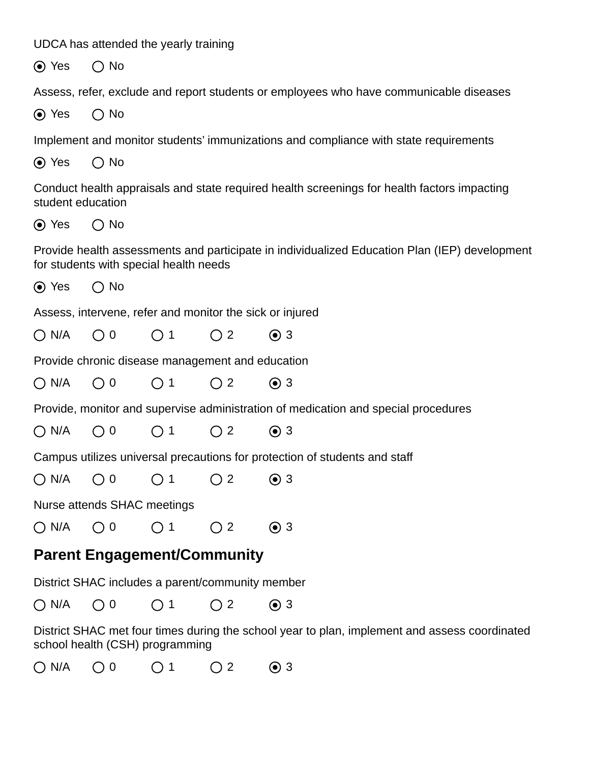UDCA has attended the yearly training

◉ Yes ○ No

Assess, refer, exclude and report students or employees who have communicable diseases

◉ Yes ○ No

Implement and monitor students' immunizations and compliance with state requirements

◉ Yes ○ No

Conduct health appraisals and state required health screenings for health factors impacting student education

◉ Yes ○ No

Provide health assessments and participate in individualized Education Plan (IEP) development for students with special health needs

◉ Yes ○ No

Assess, intervene, refer and monitor the sick or injured

○ N/A ○ 0 ○ 1 ○ 2 ◉ 3

Provide chronic disease management and education

○ N/A ○ 0 ○ 1 ○ 2 ◉ 3

Provide, monitor and supervise administration of medication and special procedures

○ N/A ○ 0 ○ 1 ○ 2 ◉ 3

Campus utilizes universal precautions for protection of students and staff

○ N/A ○ 0 ○ 1 ○ 2 ◉ 3

Nurse attends SHAC meetings

○ N/A ○ 0 ○ 1 ○ 2 ◉ 3

## Parent Engagement/Community

District SHAC includes a parent/community member

○ N/A ○ 0 ○ 1 ○ 2 ◉ 3

District SHAC met four times during the school year to plan, implement and assess coordinated school health (CSH) programming

○ N/A ○ 0 ○ 1 ○ 2 ◉ 3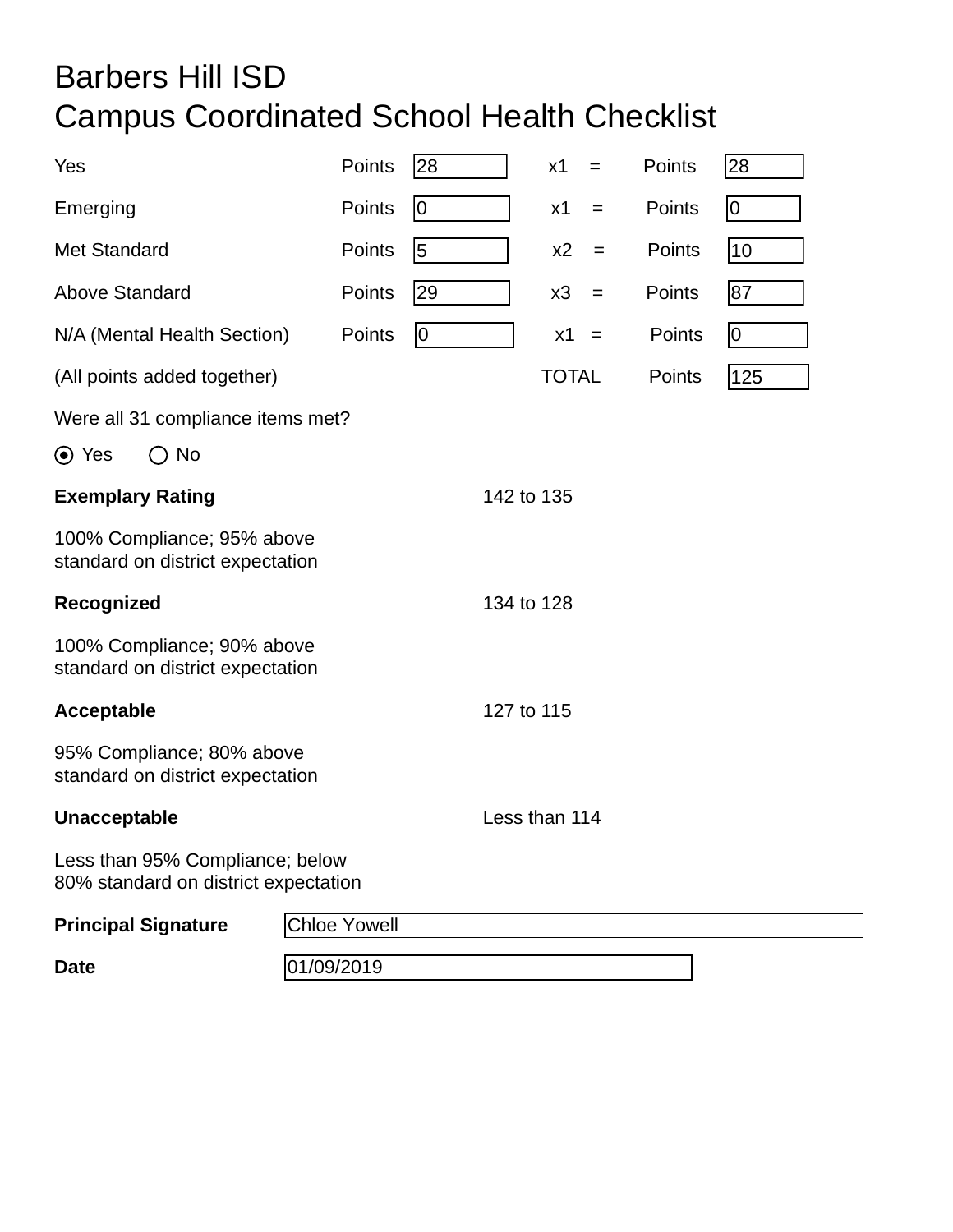# Barbers Hill ISD
# Campus Coordinated School Health Checklist

| | | | | | | |
|---|---|---|---|---|---|---|
| Yes | Points | 28 | x1 = | Points | 28 |
| Emerging | Points | 0 | x1 = | Points | 0 |
| Met Standard | Points | 5 | x2 = | Points | 10 |
| Above Standard | Points | 29 | x3 = | Points | 87 |
| N/A (Mental Health Section) | Points | 0 | x1 = | Points | 0 |
| (All points added together) | | | TOTAL | Points | 125 |

Were all 31 compliance items met?

(●) Yes ( ) No

**Exemplary Rating** 142 to 135

100% Compliance; 95% above standard on district expectation

**Recognized** 134 to 128

100% Compliance; 90% above standard on district expectation

**Acceptable** 127 to 115

95% Compliance; 80% above standard on district expectation

**Unacceptable** Less than 114

Less than 95% Compliance; below 80% standard on district expectation

**Principal Signature** Chloe Yowell

**Date** 01/09/2019